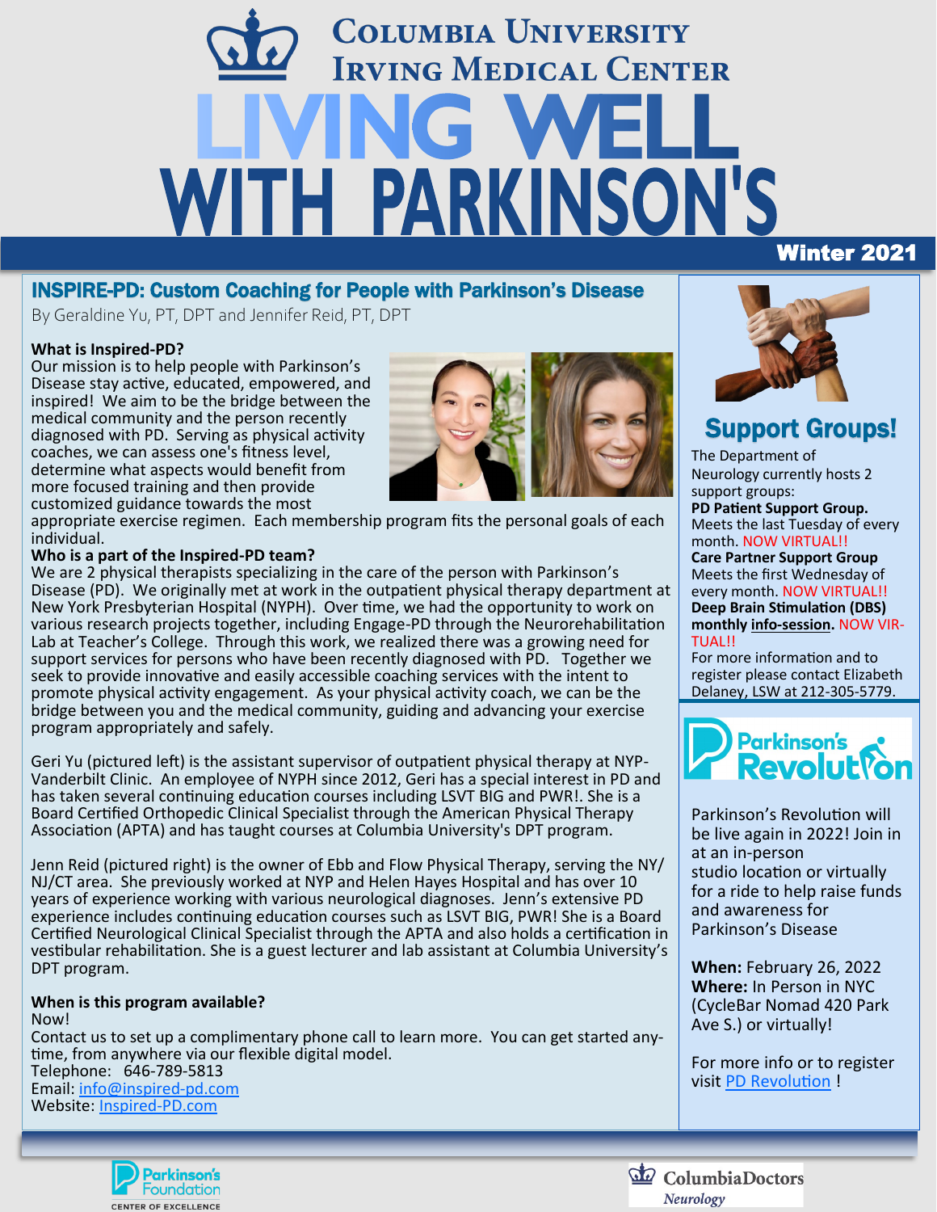# Columbia University Irving Medical Center

# LIVING WELL WITH PARKINSON'S

**Winter 2021**

## INSPIRE-PD: Custom Coaching for People with Parkinson's Disease

By Geraldine Yu, PT, DPT and Jennifer Reid, PT, DPT

**What is Inspired-PD?**

Our mission is to help people with Parkinson's Disease stay active, educated, empowered, and inspired! We aim to be the bridge between the medical community and the person recently diagnosed with PD. Serving as physical activity coaches, we can assess one's fitness level, determine what aspects would benefit from more focused training and then provide customized guidance towards the most appropriate exercise regimen. Each membership program fits the personal goals of each individual.

**Who is a part of the Inspired-PD team?**

We are 2 physical therapists specializing in the care of the person with Parkinson's Disease (PD). We originally met at work in the outpatient physical therapy department at New York Presbyterian Hospital (NYPH). Over time, we had the opportunity to work on various research projects together, including Engage-PD through the Neurorehabilitation Lab at Teacher's College. Through this work, we realized there was a growing need for support services for persons who have been recently diagnosed with PD. Together we seek to provide innovative and easily accessible coaching services with the intent to promote physical activity engagement. As your physical activity coach, we can be the bridge between you and the medical community, guiding and advancing your exercise program appropriately and safely.

Geri Yu (pictured left) is the assistant supervisor of outpatient physical therapy at NYP-Vanderbilt Clinic. An employee of NYPH since 2012, Geri has a special interest in PD and has taken several continuing education courses including LSVT BIG and PWR!. She is a Board Certified Orthopedic Clinical Specialist through the American Physical Therapy Association (APTA) and has taught courses at Columbia University's DPT program.

Jenn Reid (pictured right) is the owner of Ebb and Flow Physical Therapy, serving the NY/NJ/CT area. She previously worked at NYP and Helen Hayes Hospital and has over 10 years of experience working with various neurological diagnoses. Jenn's extensive PD experience includes continuing education courses such as LSVT BIG, PWR! She is a Board Certified Neurological Clinical Specialist through the APTA and also holds a certification in vestibular rehabilitation. She is a guest lecturer and lab assistant at Columbia University's DPT program.

**When is this program available?**

Now!

Contact us to set up a complimentary phone call to learn more. You can get started anytime, from anywhere via our flexible digital model.

Telephone: 646-789-5813

Email: info@inspired-pd.com

Website: Inspired-PD.com

## Support Groups!

The Department of Neurology currently hosts 2 support groups:

**PD Patient Support Group.** Meets the last Tuesday of every month. NOW VIRTUAL!!

**Care Partner Support Group** Meets the first Wednesday of every month. NOW VIRTUAL!!

**Deep Brain Stimulation (DBS) monthly info-session.** NOW VIRTUAL!!

For more information and to register please contact Elizabeth Delaney, LSW at 212-305-5779.

## Parkinson's Revolution

Parkinson's Revolution will be live again in 2022! Join in at an in-person studio location or virtually for a ride to help raise funds and awareness for Parkinson's Disease

**When:** February 26, 2022

**Where:** In Person in NYC (CycleBar Nomad 420 Park Ave S.) or virtually!

For more info or to register visit PD Revolution !

Parkinson's Foundation CENTER OF EXCELLENCE

ColumbiaDoctors *Neurology*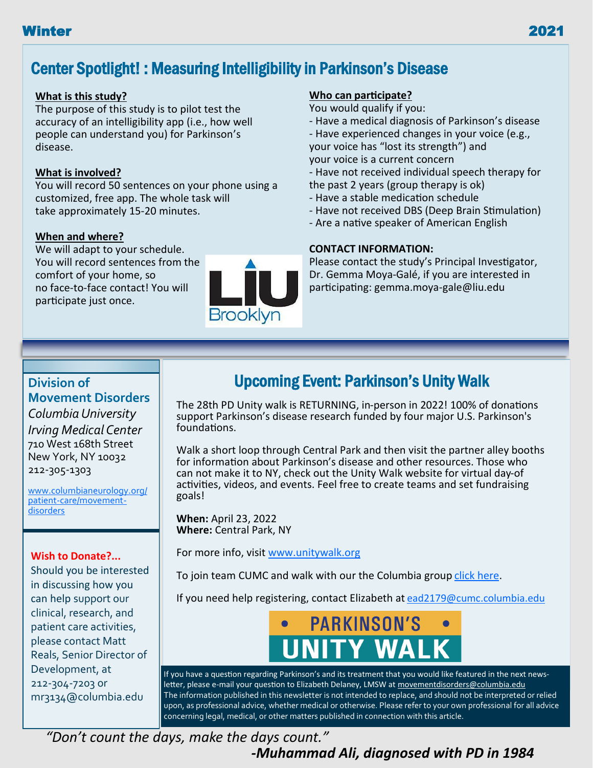Winter 2021

## Center Spotlight! : Measuring Intelligibility in Parkinson's Disease

**What is this study?**
The purpose of this study is to pilot test the accuracy of an intelligibility app (i.e., how well people can understand you) for Parkinson's disease.

**What is involved?**
You will record 50 sentences on your phone using a customized, free app. The whole task will take approximately 15-20 minutes.

**When and where?**
We will adapt to your schedule. You will record sentences from the comfort of your home, so no face-to-face contact! You will participate just once.

**Who can participate?**
You would qualify if you:
- Have a medical diagnosis of Parkinson's disease
- Have experienced changes in your voice (e.g., your voice has "lost its strength") and your voice is a current concern
- Have not received individual speech therapy for the past 2 years (group therapy is ok)
- Have a stable medication schedule
- Have not received DBS (Deep Brain Stimulation)
- Are a native speaker of American English

**CONTACT INFORMATION:**
Please contact the study's Principal Investigator, Dr. Gemma Moya-Galé, if you are interested in participating: gemma.moya-gale@liu.edu

LIU Brooklyn

**Division of Movement Disorders**
*Columbia University Irving Medical Center*
710 West 168th Street
New York, NY 10032
212-305-1303

www.columbianeurology.org/patient-care/movement-disorders

**Wish to Donate?...**
Should you be interested in discussing how you can help support our clinical, research, and patient care activities, please contact Matt Reals, Senior Director of Development, at 212-304-7203 or mr3134@columbia.edu

## Upcoming Event: Parkinson's Unity Walk

The 28th PD Unity walk is RETURNING, in-person in 2022! 100% of donations support Parkinson's disease research funded by four major U.S. Parkinson's foundations.

Walk a short loop through Central Park and then visit the partner alley booths for information about Parkinson's disease and other resources. Those who can not make it to NY, check out the Unity Walk website for virtual day-of activities, videos, and events. Feel free to create teams and set fundraising goals!

**When:** April 23, 2022
**Where:** Central Park, NY

For more info, visit www.unitywalk.org

To join team CUMC and walk with our the Columbia group click here.

If you need help registering, contact Elizabeth at ead2179@cumc.columbia.edu

PARKINSON'S UNITY WALK

If you have a question regarding Parkinson's and its treatment that you would like featured in the next newsletter, please e-mail your question to Elizabeth Delaney, LMSW at movementdisorders@columbia.edu
The information published in this newsletter is not intended to replace, and should not be interpreted or relied upon, as professional advice, whether medical or otherwise. Please refer to your own professional for all advice concerning legal, medical, or other matters published in connection with this article.

*"Don't count the days, make the days count."*
***-Muhammad Ali, diagnosed with PD in 1984***